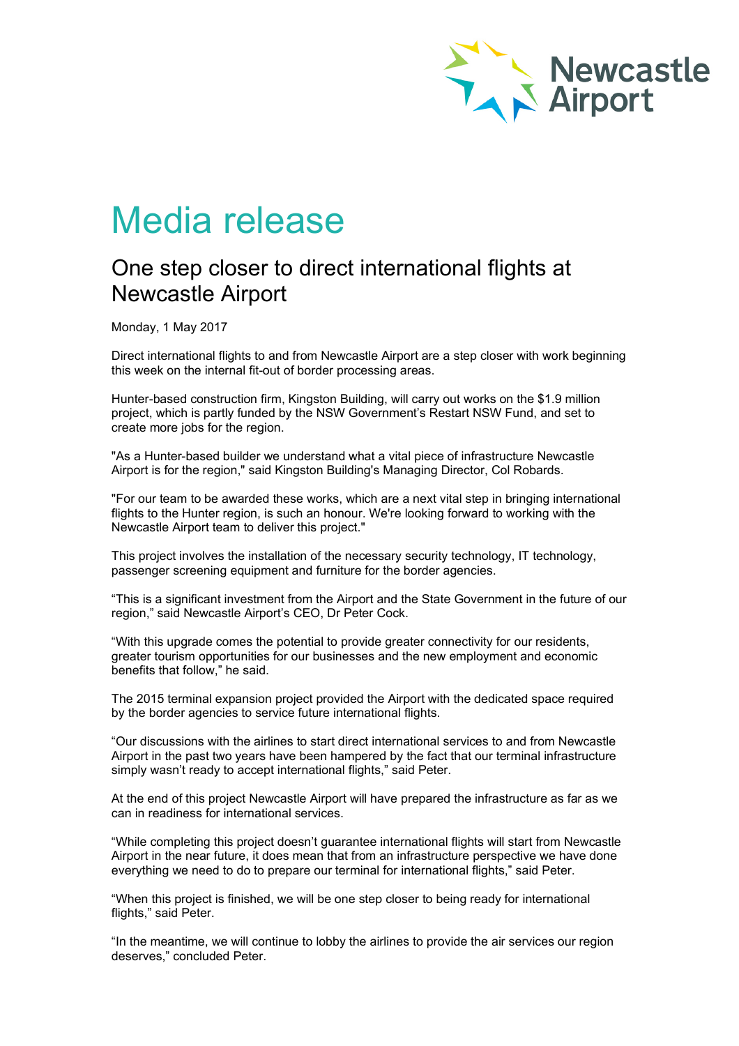Newcastle Airport

# Media release

## One step closer to direct international flights at Newcastle Airport

Monday, 1 May 2017

Direct international flights to and from Newcastle Airport are a step closer with work beginning this week on the internal fit-out of border processing areas.

Hunter-based construction firm, Kingston Building, will carry out works on the $1.9 million project, which is partly funded by the NSW Government's Restart NSW Fund, and set to create more jobs for the region.

"As a Hunter-based builder we understand what a vital piece of infrastructure Newcastle Airport is for the region," said Kingston Building's Managing Director, Col Robards.

"For our team to be awarded these works, which are a next vital step in bringing international flights to the Hunter region, is such an honour. We're looking forward to working with the Newcastle Airport team to deliver this project."

This project involves the installation of the necessary security technology, IT technology, passenger screening equipment and furniture for the border agencies.

"This is a significant investment from the Airport and the State Government in the future of our region," said Newcastle Airport's CEO, Dr Peter Cock.

"With this upgrade comes the potential to provide greater connectivity for our residents, greater tourism opportunities for our businesses and the new employment and economic benefits that follow," he said.

The 2015 terminal expansion project provided the Airport with the dedicated space required by the border agencies to service future international flights.

"Our discussions with the airlines to start direct international services to and from Newcastle Airport in the past two years have been hampered by the fact that our terminal infrastructure simply wasn't ready to accept international flights," said Peter.

At the end of this project Newcastle Airport will have prepared the infrastructure as far as we can in readiness for international services.

"While completing this project doesn't guarantee international flights will start from Newcastle Airport in the near future, it does mean that from an infrastructure perspective we have done everything we need to do to prepare our terminal for international flights," said Peter.

"When this project is finished, we will be one step closer to being ready for international flights," said Peter.

"In the meantime, we will continue to lobby the airlines to provide the air services our region deserves," concluded Peter.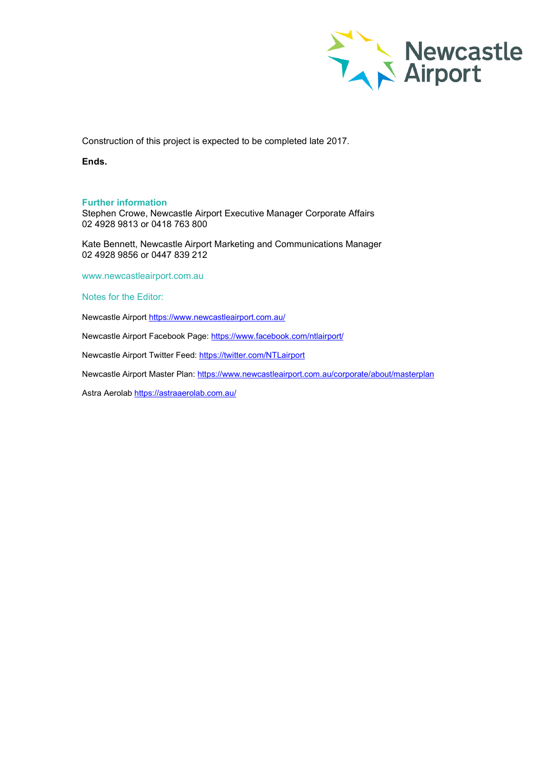Construction of this project is expected to be completed late 2017.

**Ends.**

## Further information

Stephen Crowe, Newcastle Airport Executive Manager Corporate Affairs
02 4928 9813 or 0418 763 800

Kate Bennett, Newcastle Airport Marketing and Communications Manager
02 4928 9856 or 0447 839 212

www.newcastleairport.com.au

Notes for the Editor:

Newcastle Airport https://www.newcastleairport.com.au/

Newcastle Airport Facebook Page: https://www.facebook.com/ntlairport/

Newcastle Airport Twitter Feed: https://twitter.com/NTLairport

Newcastle Airport Master Plan: https://www.newcastleairport.com.au/corporate/about/masterplan

Astra Aerolab https://astraaerolab.com.au/